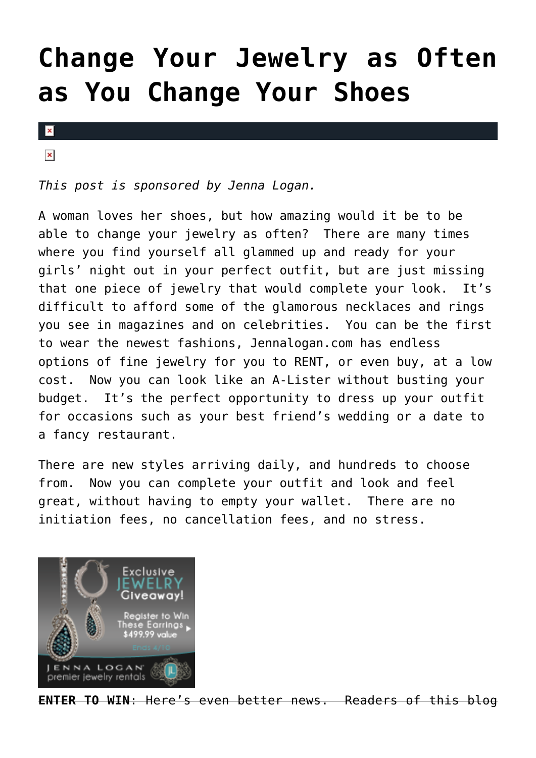# Change Your Jewelry as Often as You Change Your Shoes

*This post is sponsored by Jenna Logan.*

A woman loves her shoes, but how amazing would it be to be able to change your jewelry as often?  There are many times where you find yourself all glammed up and ready for your girls' night out in your perfect outfit, but are just missing that one piece of jewelry that would complete your look.  It's difficult to afford some of the glamorous necklaces and rings you see in magazines and on celebrities.  You can be the first to wear the newest fashions, Jennalogan.com has endless options of fine jewelry for you to RENT, or even buy, at a low cost.  Now you can look like an A-Lister without busting your budget.  It's the perfect opportunity to dress up your outfit for occasions such as your best friend's wedding or a date to a fancy restaurant.

There are new styles arriving daily, and hundreds to choose from.  Now you can complete your outfit and look and feel great, without having to empty your wallet.  There are no initiation fees, no cancellation fees, and no stress.

~~**ENTER TO WIN**: Here's even better news.  Readers of this blog~~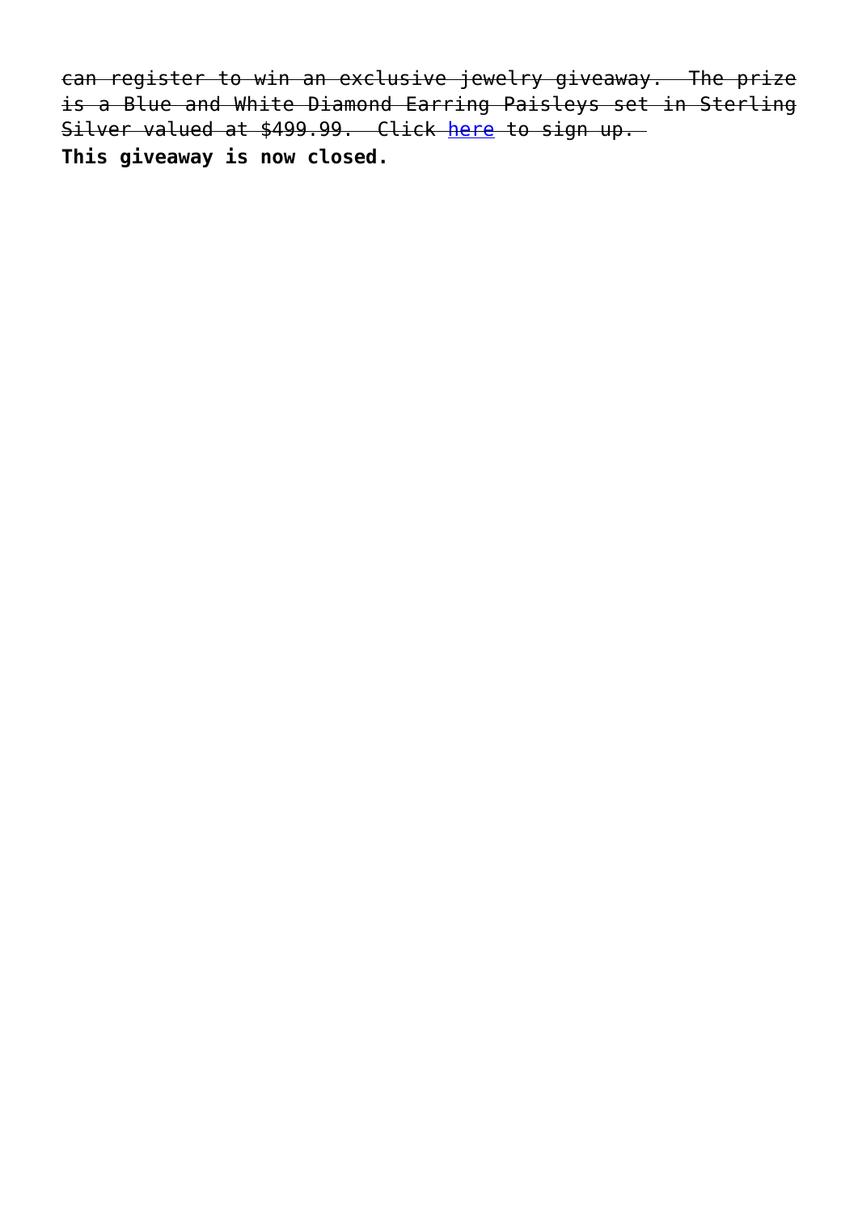~~can register to win an exclusive jewelry giveaway. The prize is a Blue and White Diamond Earring Paisleys set in Sterling Silver valued at $499.99. Click here to sign up.~~

**This giveaway is now closed.**